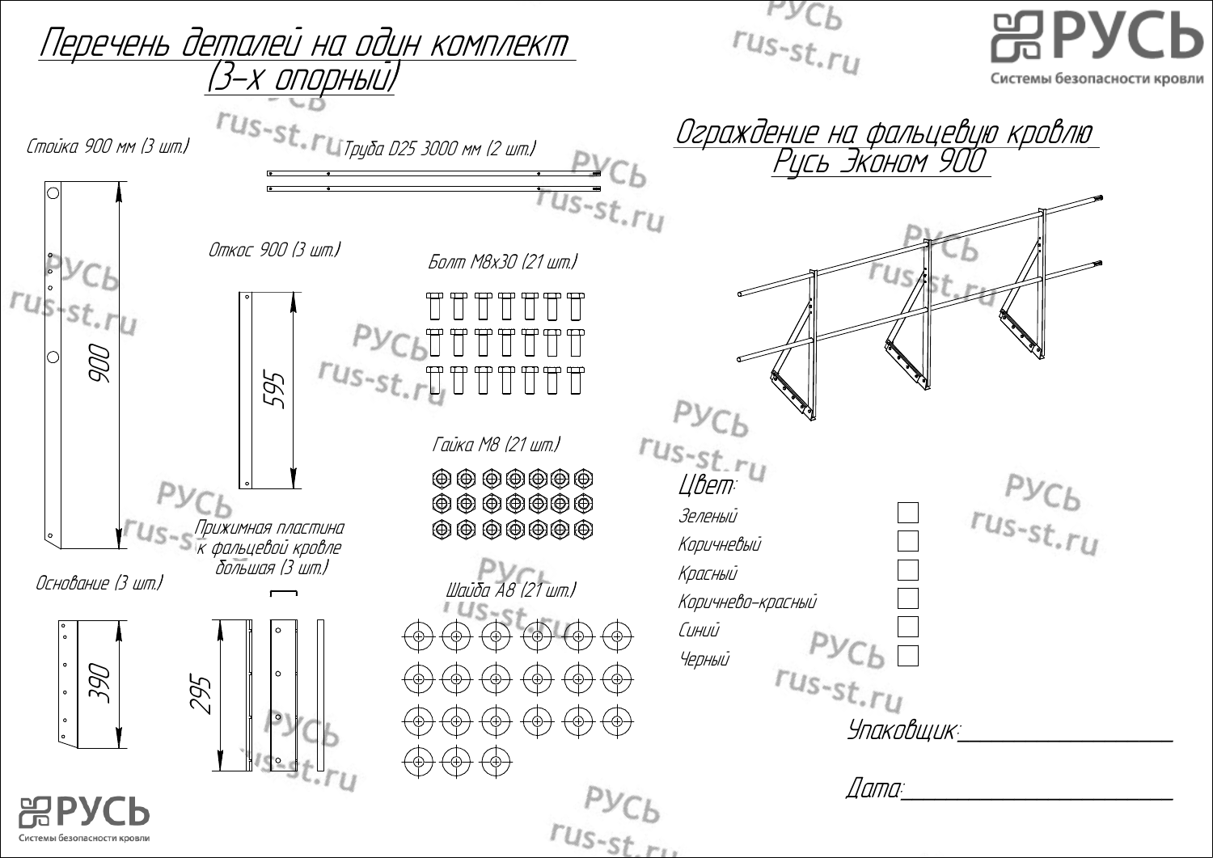# Перечень деталей на один комплект (3-х опорный)

# Ограждение на фальцевую кровлю Русь Эконом 900

Стойка 900 мм (3 шт.)

900

Труба D25 3000 мм (2 шт.)

Откос 900 (3 шт.)

595

Болт М8х30 (21 шт.)

Гайка М8 (21 шт.)

Основание (3 шт.)

390

Прижимная пластина к фальцевой кровле большая (3 шт.)

295

Шайба А8 (21 шт.)

Цвет:

| | |
|---|---|
| Зеленый | ☐ |
| Коричневый | ☐ |
| Красный | ☐ |
| Коричнево-красный | ☐ |
| Синий | ☐ |
| Черный | ☐ |

Упаковщик:_______________

Дата:_______________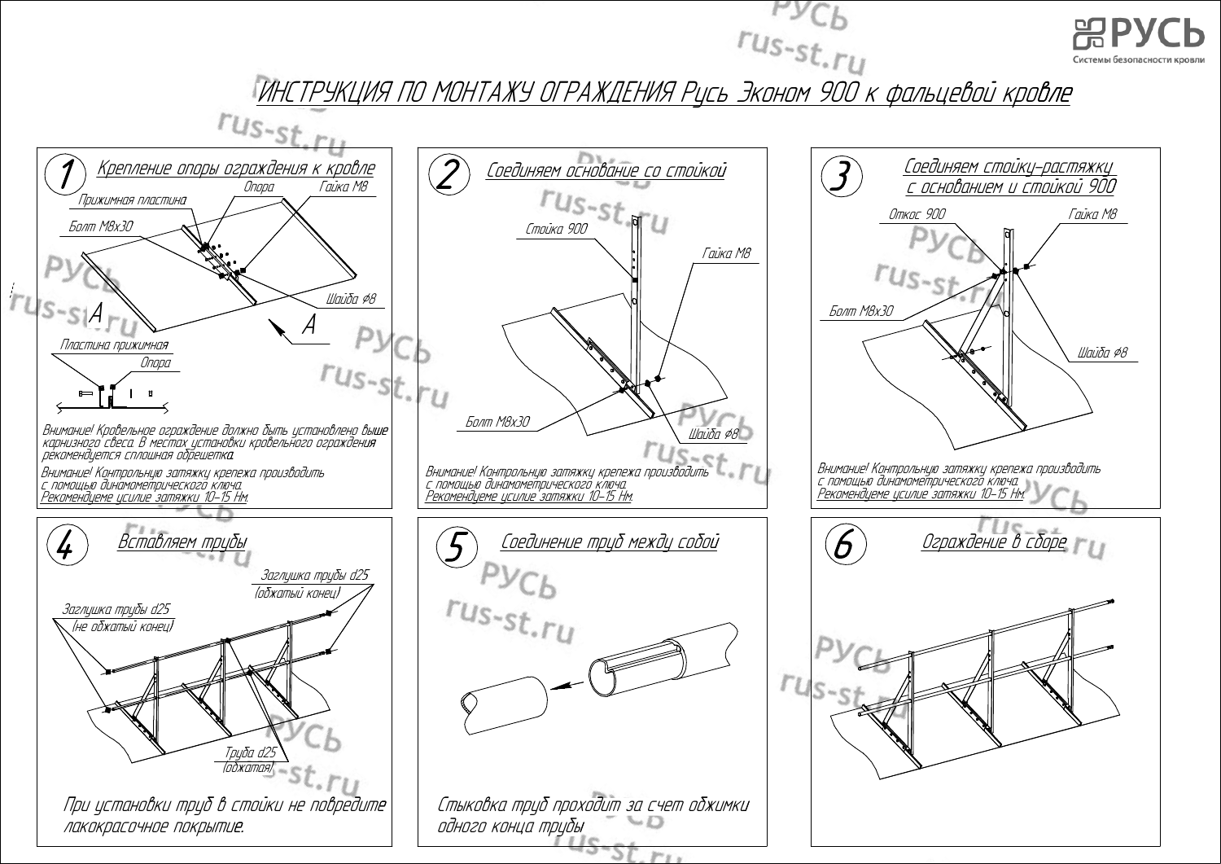# ИНСТРУКЦИЯ ПО МОНТАЖУ ОГРАЖДЕНИЯ Русь Эконом 900 к фальцевой кровле

## 1 Крепление опоры ограждения к кровле

Прижимная пластина
Опора
Гайка М8
Болт М8х30
Шайба ⌀8
А
А
Пластина прижимная
Опора

Внимание! Кровельное ограждение должно быть установлено выше карнизного свеса. В местах установки кровельного ограждения рекомендуется сплошная обрешетка.

Внимание! Контрольную затяжку крепежа производить с помощью динамометрического ключа.
Рекомендуеме усилие затяжки 10–15 Нм.

## 2 Соединяем основание со стойкой

Стойка 900
Гайка М8
Болт М8х30
Шайба ⌀8

Внимание! Контрольную затяжку крепежа производить с помощью динамометрического ключа.
Рекомендуеме усилие затяжки 10–15 Нм.

## 3 Соединяем стойку-растяжку с основанием и стойкой 900

Откос 900
Гайка М8
Болт М8х30
Шайба ⌀8

Внимание! Контрольную затяжку крепежа производить с помощью динамометрического ключа.
Рекомендуеме усилие затяжки 10–15 Нм.

## 4 Вставляем трубы

Заглушка трубы d25 (обжатый конец)
Заглушка трубы d25 (не обжатый конец)
Труба d25 (обжатая)

При установки труб в стойки не повредите лакокрасочное покрытие.

## 5 Соединение труб между собой

Стыковка труб проходит за счет обжимки одного конца трубы

## 6 Ограждение в сборе